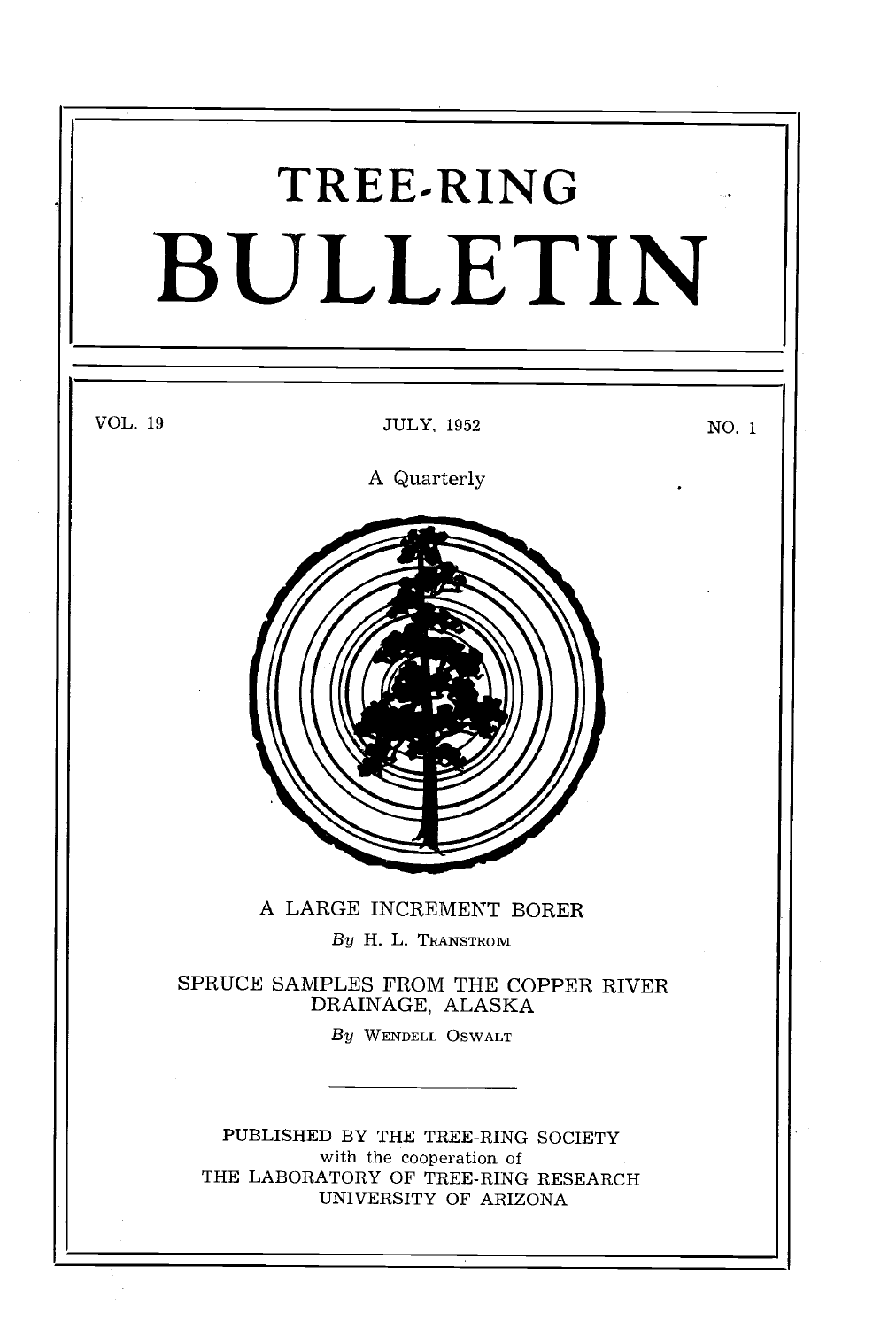# TREE-RING BULLETIN

VOL. 19 | JULY, 1952 | NO. 1

A Quarterly

A LARGE INCREMENT BORER

*By* H. L. TRANSTROM

SPRUCE SAMPLES FROM THE COPPER RIVER DRAINAGE, ALASKA

*By* WENDELL OSWALT

PUBLISHED BY THE TREE-RING SOCIETY
with the cooperation of
THE LABORATORY OF TREE-RING RESEARCH
UNIVERSITY OF ARIZONA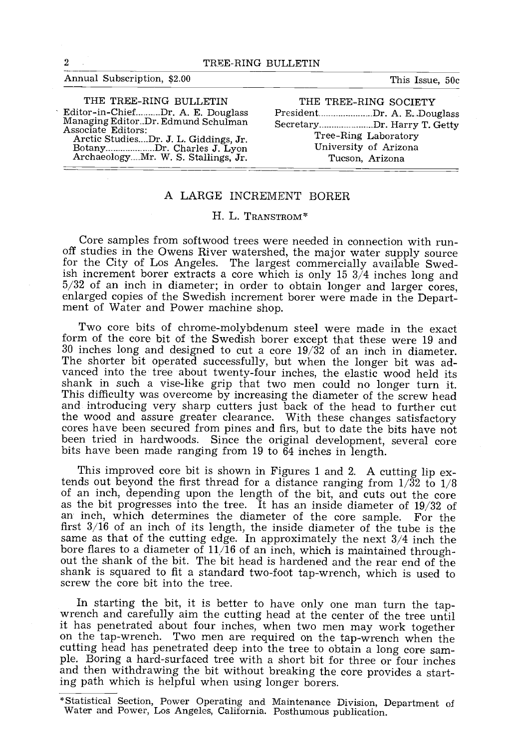Annual Subscription, $2.00 — This Issue, 50c

THE TREE-RING BULLETIN

Editor-in-Chief..........Dr. A. E. Douglass
Managing Editor..Dr. Edmund Schulman
Associate Editors:
Arctic Studies....Dr. J. L. Giddings, Jr.
Botany....................Dr. Charles J. Lyon
Archaeology....Mr. W. S. Stallings, Jr.

THE TREE-RING SOCIETY

President......................Dr. A. E. Douglass
Secretary......................Dr. Harry T. Getty
Tree-Ring Laboratory
University of Arizona
Tucson, Arizona

# A LARGE INCREMENT BORER

H. L. Transtrom*

Core samples from softwood trees were needed in connection with run-off studies in the Owens River watershed, the major water supply source for the City of Los Angeles. The largest commercially available Swedish increment borer extracts a core which is only 15 3/4 inches long and 5/32 of an inch in diameter; in order to obtain longer and larger cores, enlarged copies of the Swedish increment borer were made in the Department of Water and Power machine shop.

Two core bits of chrome-molybdenum steel were made in the exact form of the core bit of the Swedish borer except that these were 19 and 30 inches long and designed to cut a core 19/32 of an inch in diameter. The shorter bit operated successfully, but when the longer bit was advanced into the tree about twenty-four inches, the elastic wood held its shank in such a vise-like grip that two men could no longer turn it. This difficulty was overcome by increasing the diameter of the screw head and introducing very sharp cutters just back of the head to further cut the wood and assure greater clearance. With these changes satisfactory cores have been secured from pines and firs, but to date the bits have not been tried in hardwoods. Since the original development, several core bits have been made ranging from 19 to 64 inches in length.

This improved core bit is shown in Figures 1 and 2. A cutting lip extends out beyond the first thread for a distance ranging from 1/32 to 1/8 of an inch, depending upon the length of the bit, and cuts out the core as the bit progresses into the tree. It has an inside diameter of 19/32 of an inch, which determines the diameter of the core sample. For the first 3/16 of an inch of its length, the inside diameter of the tube is the same as that of the cutting edge. In approximately the next 3/4 inch the bore flares to a diameter of 11/16 of an inch, which is maintained throughout the shank of the bit. The bit head is hardened and the rear end of the shank is squared to fit a standard two-foot tap-wrench, which is used to screw the core bit into the tree.

In starting the bit, it is better to have only one man turn the tap-wrench and carefully aim the cutting head at the center of the tree until it has penetrated about four inches, when two men may work together on the tap-wrench. Two men are required on the tap-wrench when the cutting head has penetrated deep into the tree to obtain a long core sample. Boring a hard-surfaced tree with a short bit for three or four inches and then withdrawing the bit without breaking the core provides a starting path which is helpful when using longer borers.

*Statistical Section, Power Operating and Maintenance Division, Department of Water and Power, Los Angeles, California. Posthumous publication.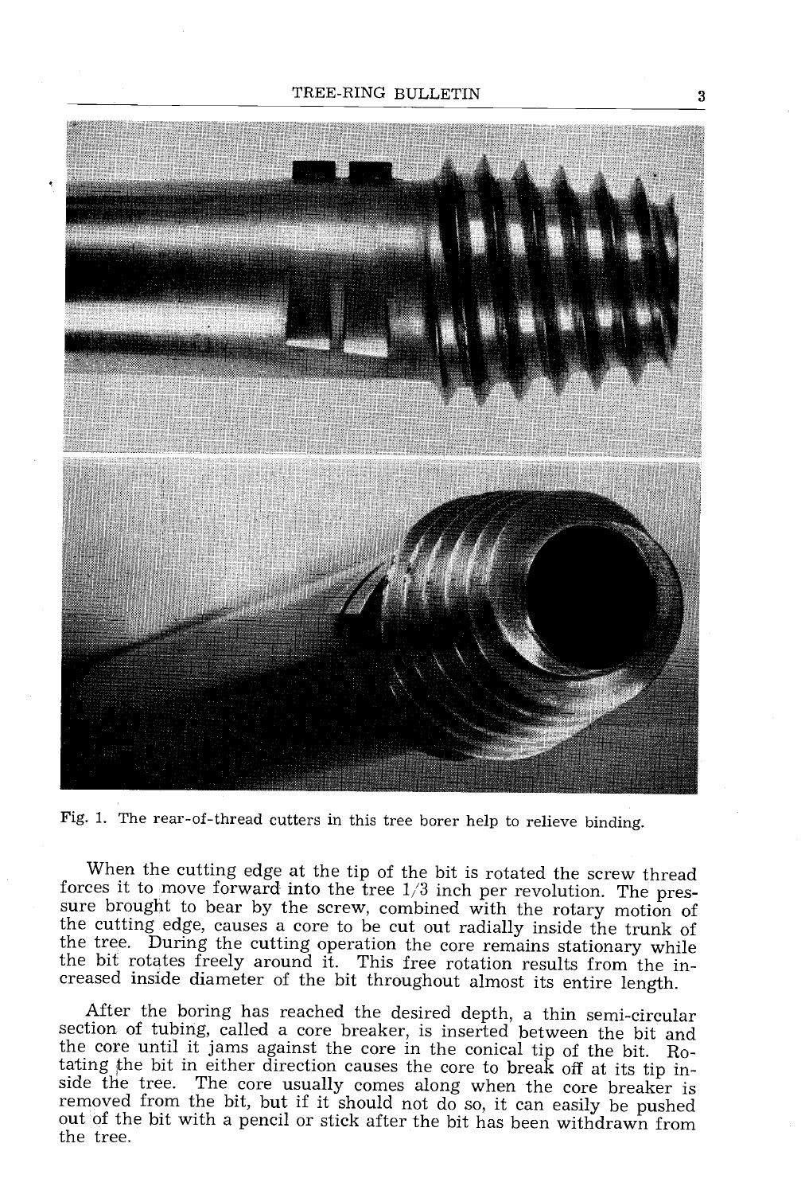Fig. 1. The rear-of-thread cutters in this tree borer help to relieve binding.

When the cutting edge at the tip of the bit is rotated the screw thread forces it to move forward into the tree 1/3 inch per revolution. The pressure brought to bear by the screw, combined with the rotary motion of the cutting edge, causes a core to be cut out radially inside the trunk of the tree. During the cutting operation the core remains stationary while the bit rotates freely around it. This free rotation results from the increased inside diameter of the bit throughout almost its entire length.

After the boring has reached the desired depth, a thin semi-circular section of tubing, called a core breaker, is inserted between the bit and the core until it jams against the core in the conical tip of the bit. Rotating the bit in either direction causes the core to break off at its tip inside the tree. The core usually comes along when the core breaker is removed from the bit, but if it should not do so, it can easily be pushed out of the bit with a pencil or stick after the bit has been withdrawn from the tree.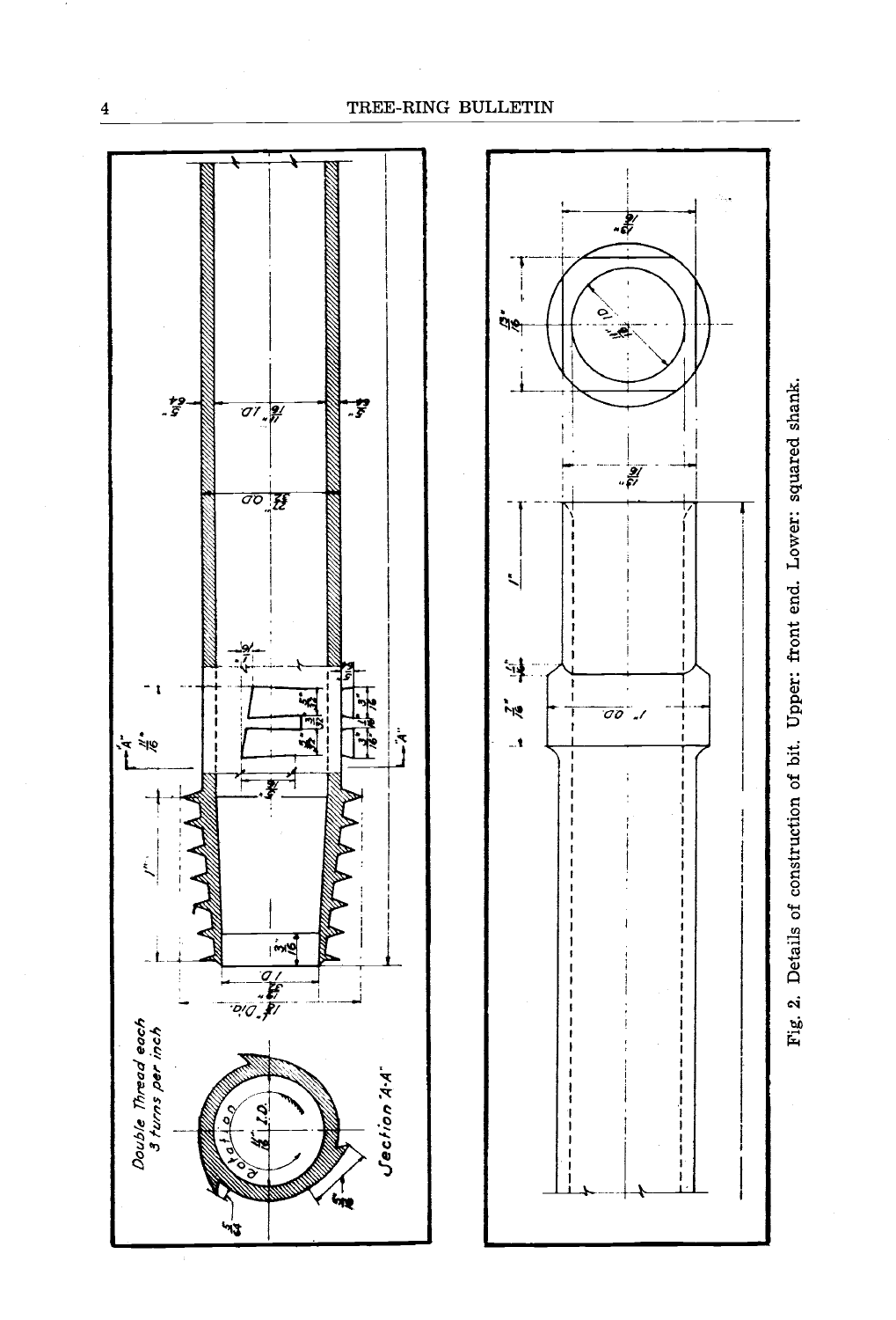Fig. 2. Details of construction of bit. Upper: front end. Lower: squared shank.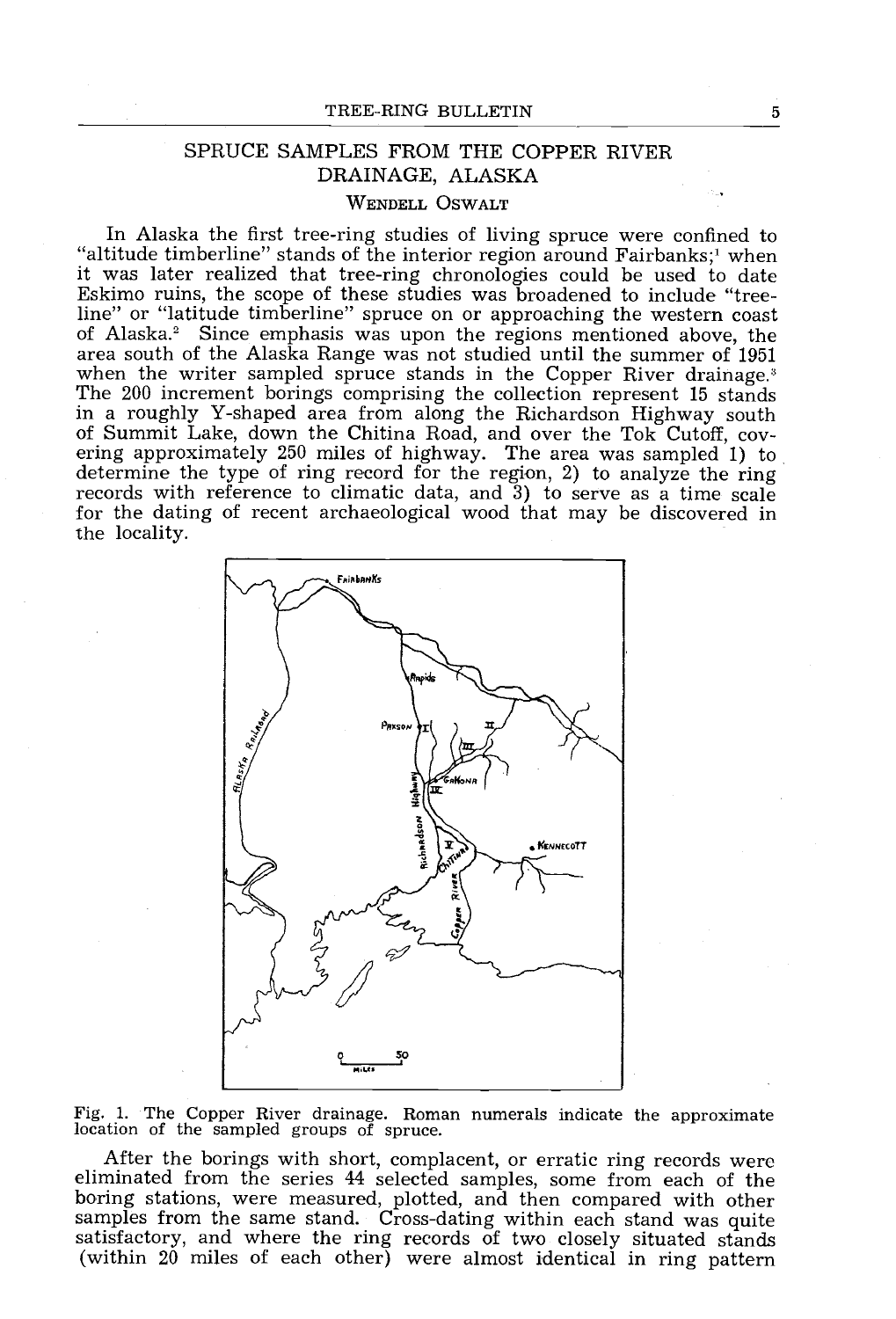## SPRUCE SAMPLES FROM THE COPPER RIVER DRAINAGE, ALASKA

### Wendell Oswalt

In Alaska the first tree-ring studies of living spruce were confined to "altitude timberline" stands of the interior region around Fairbanks;[1] when it was later realized that tree-ring chronologies could be used to date Eskimo ruins, the scope of these studies was broadened to include "tree-line" or "latitude timberline" spruce on or approaching the western coast of Alaska.[2] Since emphasis was upon the regions mentioned above, the area south of the Alaska Range was not studied until the summer of 1951 when the writer sampled spruce stands in the Copper River drainage.[3] The 200 increment borings comprising the collection represent 15 stands in a roughly Y-shaped area from along the Richardson Highway south of Summit Lake, down the Chitina Road, and over the Tok Cutoff, covering approximately 250 miles of highway. The area was sampled 1) to determine the type of ring record for the region, 2) to analyze the ring records with reference to climatic data, and 3) to serve as a time scale for the dating of recent archaeological wood that may be discovered in the locality.

Fig. 1. The Copper River drainage. Roman numerals indicate the approximate location of the sampled groups of spruce.

After the borings with short, complacent, or erratic ring records were eliminated from the series 44 selected samples, some from each of the boring stations, were measured, plotted, and then compared with other samples from the same stand. Cross-dating within each stand was quite satisfactory, and where the ring records of two closely situated stands (within 20 miles of each other) were almost identical in ring pattern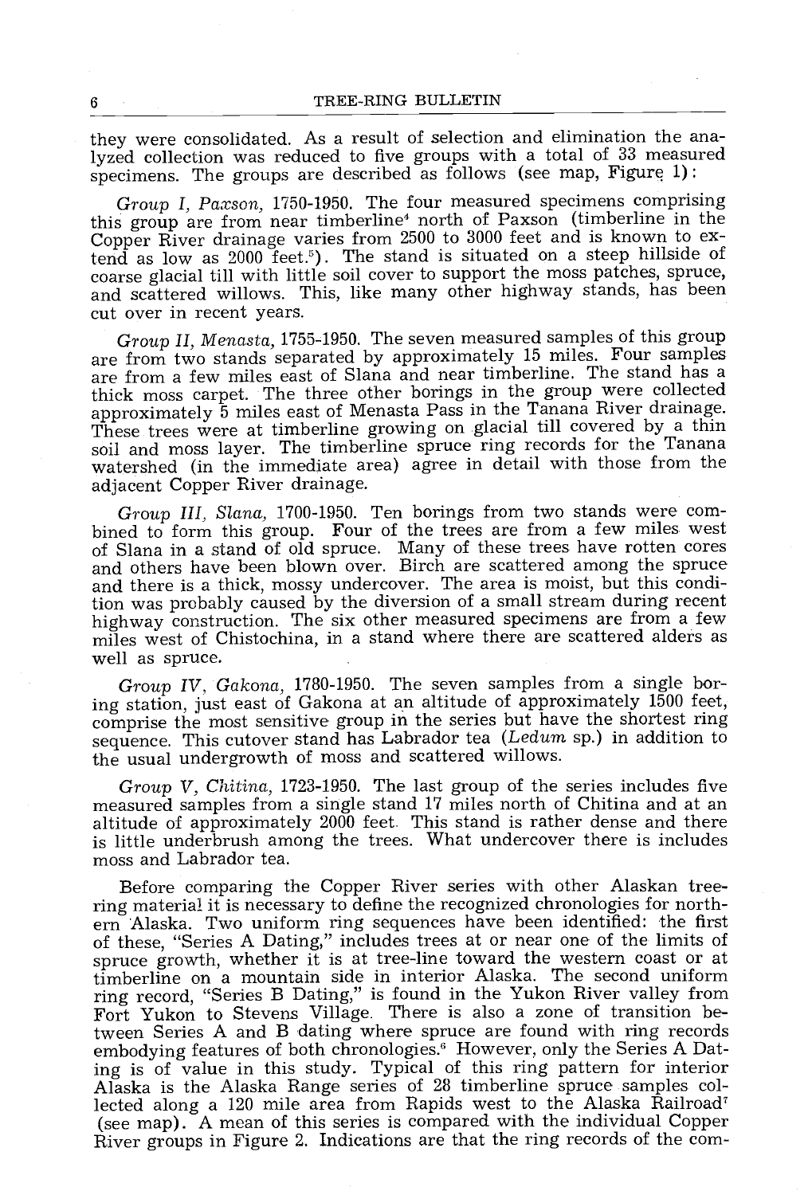they were consolidated. As a result of selection and elimination the analyzed collection was reduced to five groups with a total of 33 measured specimens. The groups are described as follows (see map, Figure 1):

*Group I, Paxson,* 1750-1950. The four measured specimens comprising this group are from near timberline[4] north of Paxson (timberline in the Copper River drainage varies from 2500 to 3000 feet and is known to extend as low as 2000 feet.[5]). The stand is situated on a steep hillside of coarse glacial till with little soil cover to support the moss patches, spruce, and scattered willows. This, like many other highway stands, has been cut over in recent years.

*Group II, Menasta,* 1755-1950. The seven measured samples of this group are from two stands separated by approximately 15 miles. Four samples are from a few miles east of Slana and near timberline. The stand has a thick moss carpet. The three other borings in the group were collected approximately 5 miles east of Menasta Pass in the Tanana River drainage. These trees were at timberline growing on glacial till covered by a thin soil and moss layer. The timberline spruce ring records for the Tanana watershed (in the immediate area) agree in detail with those from the adjacent Copper River drainage.

*Group III, Slana,* 1700-1950. Ten borings from two stands were combined to form this group. Four of the trees are from a few miles west of Slana in a stand of old spruce. Many of these trees have rotten cores and others have been blown over. Birch are scattered among the spruce and there is a thick, mossy undercover. The area is moist, but this condition was probably caused by the diversion of a small stream during recent highway construction. The six other measured specimens are from a few miles west of Chistochina, in a stand where there are scattered alders as well as spruce.

*Group IV, Gakona,* 1780-1950. The seven samples from a single boring station, just east of Gakona at an altitude of approximately 1500 feet, comprise the most sensitive group in the series but have the shortest ring sequence. This cutover stand has Labrador tea (*Ledum* sp.) in addition to the usual undergrowth of moss and scattered willows.

*Group V, Chitina,* 1723-1950. The last group of the series includes five measured samples from a single stand 17 miles north of Chitina and at an altitude of approximately 2000 feet. This stand is rather dense and there is little underbrush among the trees. What undercover there is includes moss and Labrador tea.

Before comparing the Copper River series with other Alaskan tree-ring material it is necessary to define the recognized chronologies for northern Alaska. Two uniform ring sequences have been identified: the first of these, "Series A Dating," includes trees at or near one of the limits of spruce growth, whether it is at tree-line toward the western coast or at timberline on a mountain side in interior Alaska. The second uniform ring record, "Series B Dating," is found in the Yukon River valley from Fort Yukon to Stevens Village. There is also a zone of transition between Series A and B dating where spruce are found with ring records embodying features of both chronologies.[6] However, only the Series A Dating is of value in this study. Typical of this ring pattern for interior Alaska is the Alaska Range series of 28 timberline spruce samples collected along a 120 mile area from Rapids west to the Alaska Railroad[7] (see map). A mean of this series is compared with the individual Copper River groups in Figure 2. Indications are that the ring records of the com-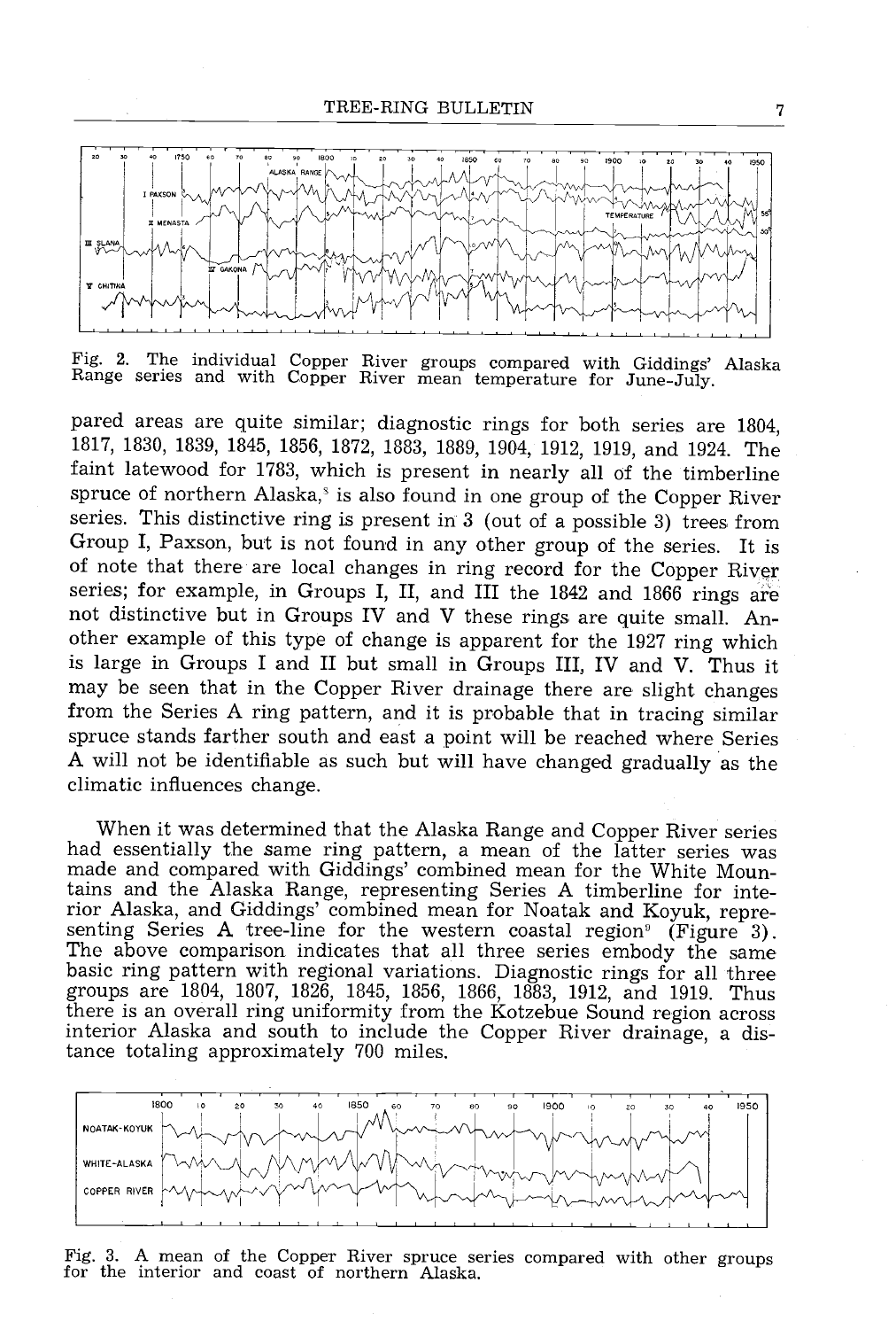Fig. 2. The individual Copper River groups compared with Giddings' Alaska Range series and with Copper River mean temperature for June-July.

pared areas are quite similar; diagnostic rings for both series are 1804, 1817, 1830, 1839, 1845, 1856, 1872, 1883, 1889, 1904, 1912, 1919, and 1924. The faint latewood for 1783, which is present in nearly all of the timberline spruce of northern Alaska,[8] is also found in one group of the Copper River series. This distinctive ring is present in 3 (out of a possible 3) trees from Group I, Paxson, but is not found in any other group of the series. It is of note that there are local changes in ring record for the Copper River series; for example, in Groups I, II, and III the 1842 and 1866 rings are not distinctive but in Groups IV and V these rings are quite small. Another example of this type of change is apparent for the 1927 ring which is large in Groups I and II but small in Groups III, IV and V. Thus it may be seen that in the Copper River drainage there are slight changes from the Series A ring pattern, and it is probable that in tracing similar spruce stands farther south and east a point will be reached where Series A will not be identifiable as such but will have changed gradually as the climatic influences change.

When it was determined that the Alaska Range and Copper River series had essentially the same ring pattern, a mean of the latter series was made and compared with Giddings' combined mean for the White Mountains and the Alaska Range, representing Series A timberline for interior Alaska, and Giddings' combined mean for Noatak and Koyuk, representing Series A tree-line for the western coastal region[9] (Figure 3). The above comparison indicates that all three series embody the same basic ring pattern with regional variations. Diagnostic rings for all three groups are 1804, 1807, 1826, 1845, 1856, 1866, 1883, 1912, and 1919. Thus there is an overall ring uniformity from the Kotzebue Sound region across interior Alaska and south to include the Copper River drainage, a distance totaling approximately 700 miles.

Fig. 3. A mean of the Copper River spruce series compared with other groups for the interior and coast of northern Alaska.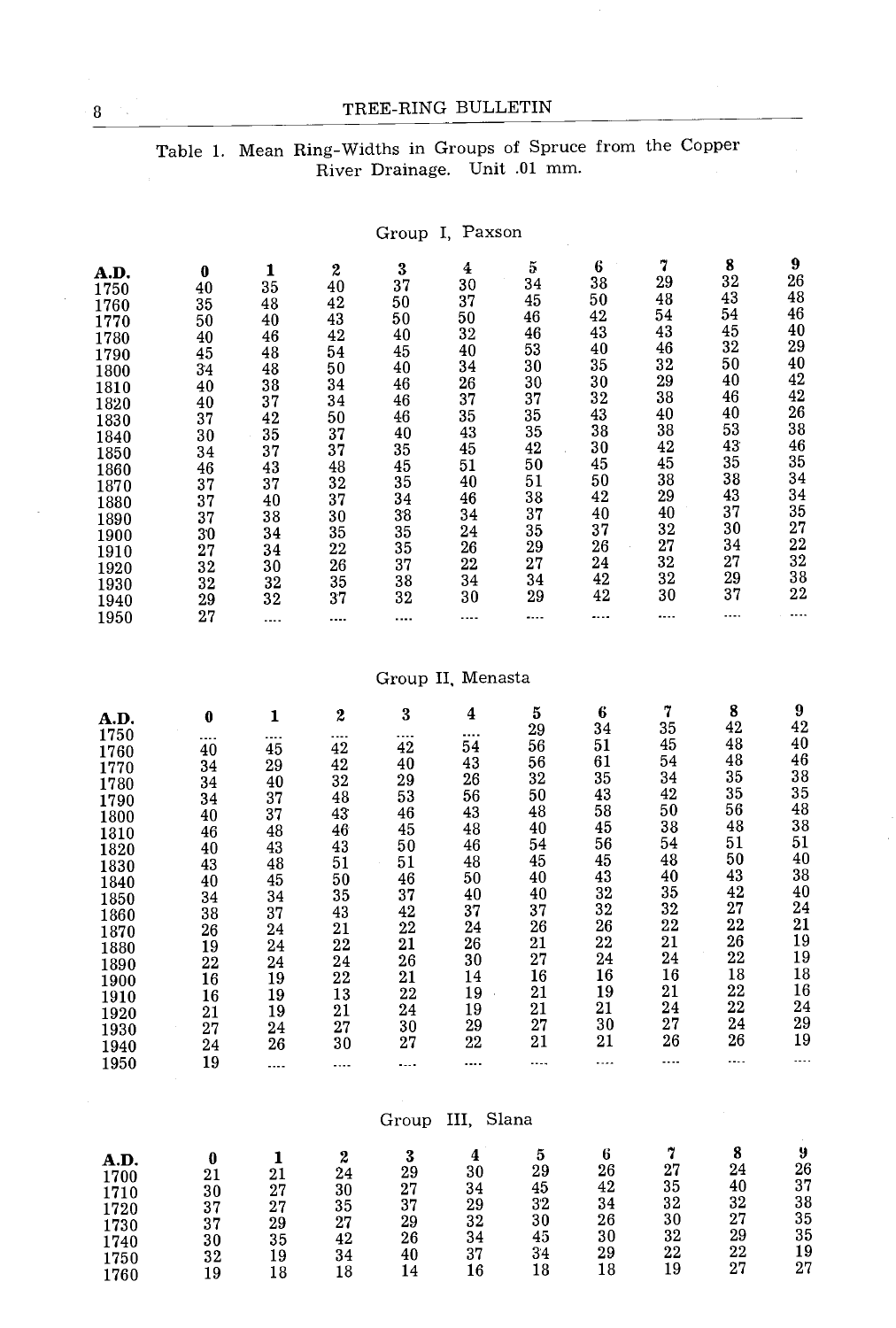Table 1. Mean Ring-Widths in Groups of Spruce from the Copper River Drainage. Unit .01 mm.

Group I, Paxson

| A.D. | 0 | 1 | 2 | 3 | 4 | 5 | 6 | 7 | 8 | 9 |
|---|---|---|---|---|---|---|---|---|---|---|
| 1750 | 40 | 35 | 40 | 37 | 30 | 34 | 38 | 29 | 32 | 26 |
| 1760 | 35 | 48 | 42 | 50 | 37 | 45 | 50 | 48 | 43 | 48 |
| 1770 | 50 | 40 | 43 | 50 | 50 | 46 | 42 | 54 | 54 | 46 |
| 1780 | 40 | 46 | 42 | 40 | 32 | 46 | 43 | 43 | 45 | 40 |
| 1790 | 45 | 48 | 54 | 45 | 40 | 53 | 40 | 46 | 32 | 29 |
| 1800 | 34 | 48 | 50 | 40 | 34 | 30 | 35 | 32 | 50 | 40 |
| 1810 | 40 | 38 | 34 | 46 | 26 | 30 | 30 | 29 | 40 | 42 |
| 1820 | 40 | 37 | 34 | 46 | 37 | 37 | 32 | 38 | 46 | 42 |
| 1830 | 37 | 42 | 50 | 46 | 35 | 35 | 43 | 40 | 40 | 26 |
| 1840 | 30 | 35 | 37 | 40 | 43 | 35 | 38 | 38 | 53 | 38 |
| 1850 | 34 | 37 | 37 | 35 | 45 | 42 | 30 | 42 | 43 | 46 |
| 1860 | 46 | 43 | 48 | 45 | 51 | 50 | 45 | 45 | 35 | 35 |
| 1870 | 37 | 37 | 32 | 35 | 40 | 51 | 50 | 38 | 38 | 34 |
| 1880 | 37 | 40 | 37 | 34 | 46 | 38 | 42 | 29 | 43 | 34 |
| 1890 | 37 | 38 | 30 | 38 | 34 | 37 | 40 | 40 | 37 | 35 |
| 1900 | 30 | 34 | 35 | 35 | 24 | 35 | 37 | 32 | 30 | 27 |
| 1910 | 27 | 34 | 22 | 35 | 26 | 29 | 26 | 27 | 34 | 22 |
| 1920 | 32 | 30 | 26 | 37 | 22 | 27 | 24 | 32 | 27 | 32 |
| 1930 | 32 | 32 | 35 | 38 | 34 | 34 | 42 | 32 | 29 | 38 |
| 1940 | 29 | 32 | 37 | 32 | 30 | 29 | 42 | 30 | 37 | 22 |
| 1950 | 27 | .... | .... | .... | .... | .... | .... | .... | .... | .... |

Group II, Menasta

| A.D. | 0 | 1 | 2 | 3 | 4 | 5 | 6 | 7 | 8 | 9 |
|---|---|---|---|---|---|---|---|---|---|---|
| 1750 | .... | .... | .... | .... | .... | 29 | 34 | 35 | 42 | 42 |
| 1760 | 40 | 45 | 42 | 42 | 54 | 56 | 51 | 45 | 48 | 40 |
| 1770 | 34 | 29 | 42 | 40 | 43 | 56 | 61 | 54 | 48 | 46 |
| 1780 | 34 | 40 | 32 | 29 | 26 | 32 | 35 | 34 | 35 | 38 |
| 1790 | 34 | 37 | 48 | 53 | 56 | 50 | 43 | 42 | 35 | 35 |
| 1800 | 40 | 37 | 43 | 46 | 43 | 48 | 58 | 50 | 56 | 48 |
| 1810 | 46 | 48 | 46 | 45 | 48 | 40 | 45 | 38 | 48 | 38 |
| 1820 | 40 | 43 | 43 | 50 | 46 | 54 | 56 | 54 | 51 | 51 |
| 1830 | 43 | 48 | 51 | 51 | 48 | 45 | 45 | 48 | 50 | 40 |
| 1840 | 40 | 45 | 50 | 46 | 50 | 40 | 43 | 40 | 43 | 38 |
| 1850 | 34 | 34 | 35 | 37 | 40 | 40 | 32 | 35 | 42 | 40 |
| 1860 | 38 | 37 | 43 | 42 | 37 | 37 | 32 | 32 | 27 | 24 |
| 1870 | 26 | 24 | 21 | 22 | 24 | 26 | 26 | 22 | 22 | 21 |
| 1880 | 19 | 24 | 22 | 21 | 26 | 21 | 22 | 21 | 26 | 19 |
| 1890 | 22 | 24 | 24 | 26 | 30 | 27 | 24 | 24 | 22 | 19 |
| 1900 | 16 | 19 | 22 | 21 | 14 | 16 | 16 | 16 | 18 | 18 |
| 1910 | 16 | 19 | 13 | 22 | 19 | 21 | 19 | 21 | 22 | 16 |
| 1920 | 21 | 19 | 21 | 24 | 19 | 21 | 21 | 24 | 22 | 24 |
| 1930 | 27 | 24 | 27 | 30 | 29 | 27 | 30 | 27 | 24 | 29 |
| 1940 | 24 | 26 | 30 | 27 | 22 | 21 | 21 | 26 | 26 | 19 |
| 1950 | 19 | .... | .... | .... | .... | .... | .... | .... | .... | .... |

Group III, Slana

| A.D. | 0 | 1 | 2 | 3 | 4 | 5 | 6 | 7 | 8 | 9 |
|---|---|---|---|---|---|---|---|---|---|---|
| 1700 | 21 | 21 | 24 | 29 | 30 | 29 | 26 | 27 | 24 | 26 |
| 1710 | 30 | 27 | 30 | 27 | 34 | 45 | 42 | 35 | 40 | 37 |
| 1720 | 37 | 27 | 35 | 37 | 29 | 32 | 34 | 32 | 32 | 38 |
| 1730 | 37 | 29 | 27 | 29 | 32 | 30 | 26 | 30 | 27 | 35 |
| 1740 | 30 | 35 | 42 | 26 | 34 | 45 | 30 | 32 | 29 | 35 |
| 1750 | 32 | 19 | 34 | 40 | 37 | 34 | 29 | 22 | 22 | 19 |
| 1760 | 19 | 18 | 18 | 14 | 16 | 18 | 18 | 19 | 27 | 27 |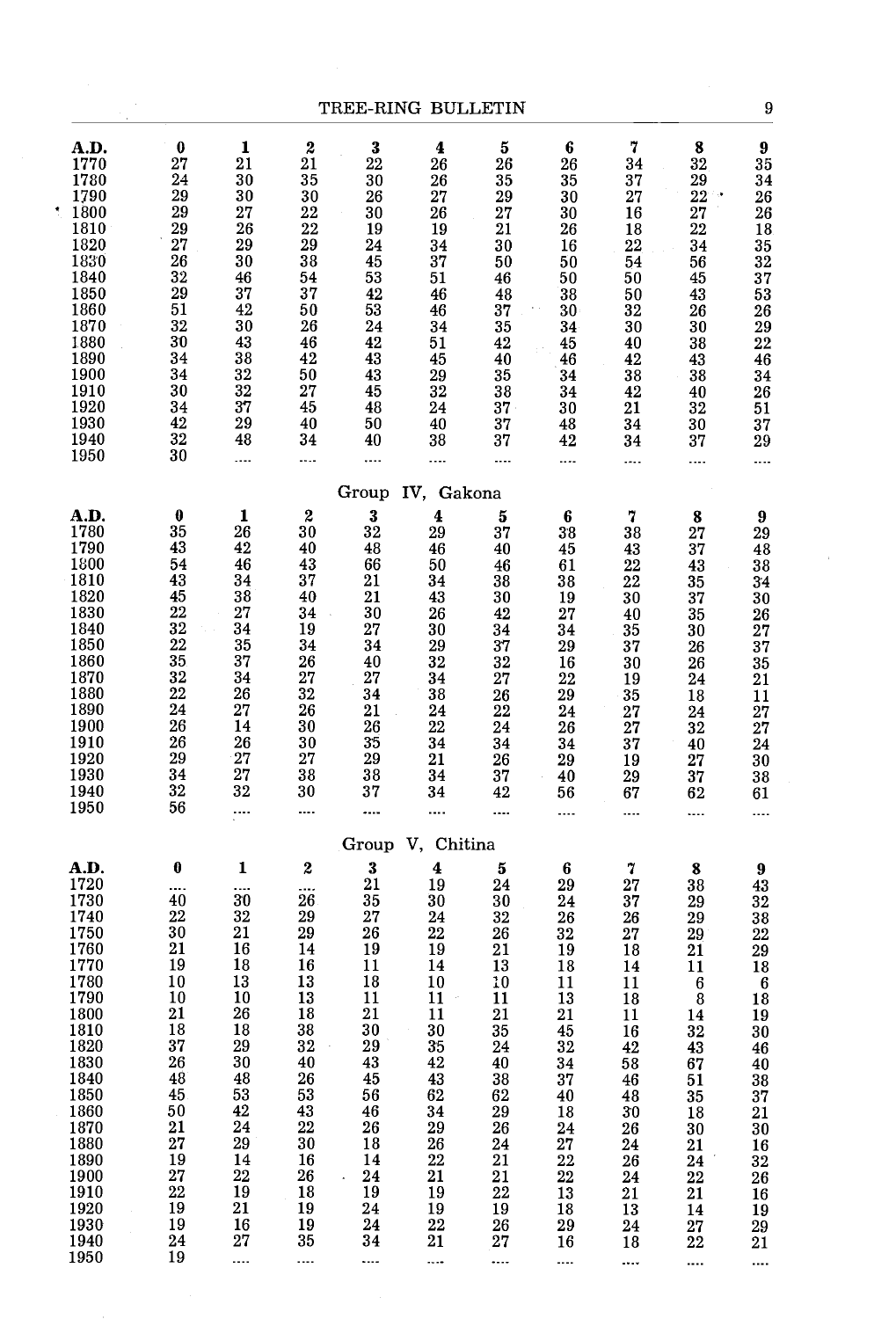| A.D. | 0 | 1 | 2 | 3 | 4 | 5 | 6 | 7 | 8 | 9 |
|---|---|---|---|---|---|---|---|---|---|---|
| 1770 | 27 | 21 | 21 | 22 | 26 | 26 | 26 | 34 | 32 | 35 |
| 1780 | 24 | 30 | 35 | 30 | 26 | 35 | 35 | 37 | 29 | 34 |
| 1790 | 29 | 30 | 30 | 26 | 27 | 29 | 30 | 27 | 22 | 26 |
| 1800 | 29 | 27 | 22 | 30 | 26 | 27 | 30 | 16 | 27 | 26 |
| 1810 | 29 | 26 | 22 | 19 | 19 | 21 | 26 | 18 | 22 | 18 |
| 1820 | 27 | 29 | 29 | 24 | 34 | 30 | 16 | 22 | 34 | 35 |
| 1830 | 26 | 30 | 38 | 45 | 37 | 50 | 50 | 54 | 56 | 32 |
| 1840 | 32 | 46 | 54 | 53 | 51 | 46 | 50 | 50 | 45 | 37 |
| 1850 | 29 | 37 | 37 | 42 | 46 | 48 | 38 | 50 | 43 | 53 |
| 1860 | 51 | 42 | 50 | 53 | 46 | 37 | 30 | 32 | 26 | 26 |
| 1870 | 32 | 30 | 26 | 24 | 34 | 35 | 34 | 30 | 30 | 29 |
| 1880 | 30 | 43 | 46 | 42 | 51 | 42 | 45 | 40 | 38 | 22 |
| 1890 | 34 | 38 | 42 | 43 | 45 | 40 | 46 | 42 | 43 | 46 |
| 1900 | 34 | 32 | 50 | 43 | 29 | 35 | 34 | 38 | 38 | 34 |
| 1910 | 30 | 32 | 27 | 45 | 32 | 38 | 34 | 42 | 40 | 26 |
| 1920 | 34 | 37 | 45 | 48 | 24 | 37 | 30 | 21 | 32 | 51 |
| 1930 | 42 | 29 | 40 | 50 | 40 | 37 | 48 | 34 | 30 | 37 |
| 1940 | 32 | 48 | 34 | 40 | 38 | 37 | 42 | 34 | 37 | 29 |
| 1950 | 30 | .... | .... | .... | .... | .... | .... | .... | .... | .... |

Group IV, Gakona

| A.D. | 0 | 1 | 2 | 3 | 4 | 5 | 6 | 7 | 8 | 9 |
|---|---|---|---|---|---|---|---|---|---|---|
| 1780 | 35 | 26 | 30 | 32 | 29 | 37 | 38 | 38 | 27 | 29 |
| 1790 | 43 | 42 | 40 | 48 | 46 | 40 | 45 | 43 | 37 | 48 |
| 1800 | 54 | 46 | 43 | 66 | 50 | 46 | 61 | 22 | 43 | 38 |
| 1810 | 43 | 34 | 37 | 21 | 34 | 38 | 38 | 22 | 35 | 34 |
| 1820 | 45 | 38 | 40 | 21 | 43 | 30 | 19 | 30 | 37 | 30 |
| 1830 | 22 | 27 | 34 | 30 | 26 | 42 | 27 | 40 | 35 | 26 |
| 1840 | 32 | 34 | 19 | 27 | 30 | 34 | 34 | 35 | 30 | 27 |
| 1850 | 22 | 35 | 34 | 34 | 29 | 37 | 29 | 37 | 26 | 37 |
| 1860 | 35 | 37 | 26 | 40 | 32 | 32 | 16 | 30 | 26 | 35 |
| 1870 | 32 | 34 | 27 | 27 | 34 | 27 | 22 | 19 | 24 | 21 |
| 1880 | 22 | 26 | 32 | 34 | 38 | 26 | 29 | 35 | 18 | 11 |
| 1890 | 24 | 27 | 26 | 21 | 24 | 22 | 24 | 27 | 24 | 27 |
| 1900 | 26 | 14 | 30 | 26 | 22 | 24 | 26 | 27 | 32 | 27 |
| 1910 | 26 | 26 | 30 | 35 | 34 | 34 | 34 | 37 | 40 | 24 |
| 1920 | 29 | 27 | 27 | 29 | 21 | 26 | 29 | 19 | 27 | 30 |
| 1930 | 34 | 27 | 38 | 38 | 34 | 37 | 40 | 29 | 37 | 38 |
| 1940 | 32 | 32 | 30 | 37 | 34 | 42 | 56 | 67 | 62 | 61 |
| 1950 | 56 | .... | .... | .... | .... | .... | .... | .... | .... | .... |

Group V, Chitina

| A.D. | 0 | 1 | 2 | 3 | 4 | 5 | 6 | 7 | 8 | 9 |
|---|---|---|---|---|---|---|---|---|---|---|
| 1720 | .... | .... | .... | 21 | 19 | 24 | 29 | 27 | 38 | 43 |
| 1730 | 40 | 30 | 26 | 35 | 30 | 30 | 24 | 37 | 29 | 32 |
| 1740 | 22 | 32 | 29 | 27 | 24 | 32 | 26 | 26 | 29 | 38 |
| 1750 | 30 | 21 | 29 | 26 | 22 | 26 | 32 | 27 | 29 | 22 |
| 1760 | 21 | 16 | 14 | 19 | 19 | 21 | 19 | 18 | 21 | 29 |
| 1770 | 19 | 18 | 16 | 11 | 14 | 13 | 18 | 14 | 11 | 18 |
| 1780 | 10 | 13 | 13 | 18 | 10 | 10 | 11 | 11 | 6 | 6 |
| 1790 | 10 | 10 | 13 | 11 | 11 | 11 | 13 | 18 | 8 | 18 |
| 1800 | 21 | 26 | 18 | 21 | 11 | 21 | 21 | 11 | 14 | 19 |
| 1810 | 18 | 18 | 38 | 30 | 30 | 35 | 45 | 16 | 32 | 30 |
| 1820 | 37 | 29 | 32 | 29 | 35 | 24 | 32 | 42 | 43 | 46 |
| 1830 | 26 | 30 | 40 | 43 | 42 | 40 | 34 | 58 | 67 | 40 |
| 1840 | 48 | 48 | 26 | 45 | 43 | 38 | 37 | 46 | 51 | 38 |
| 1850 | 45 | 53 | 53 | 56 | 62 | 62 | 40 | 48 | 35 | 37 |
| 1860 | 50 | 42 | 43 | 46 | 34 | 29 | 18 | 30 | 18 | 21 |
| 1870 | 21 | 24 | 22 | 26 | 29 | 26 | 24 | 26 | 30 | 30 |
| 1880 | 27 | 29 | 30 | 18 | 26 | 24 | 27 | 24 | 21 | 16 |
| 1890 | 19 | 14 | 16 | 14 | 22 | 21 | 22 | 26 | 24 | 32 |
| 1900 | 27 | 22 | 26 | 24 | 21 | 21 | 22 | 24 | 22 | 26 |
| 1910 | 22 | 19 | 18 | 19 | 19 | 22 | 13 | 21 | 21 | 16 |
| 1920 | 19 | 21 | 19 | 24 | 19 | 19 | 18 | 13 | 14 | 19 |
| 1930 | 19 | 16 | 19 | 24 | 22 | 26 | 29 | 24 | 27 | 29 |
| 1940 | 24 | 27 | 35 | 34 | 21 | 27 | 16 | 18 | 22 | 21 |
| 1950 | 19 | .... | .... | .... | .... | .... | .... | .... | .... | .... |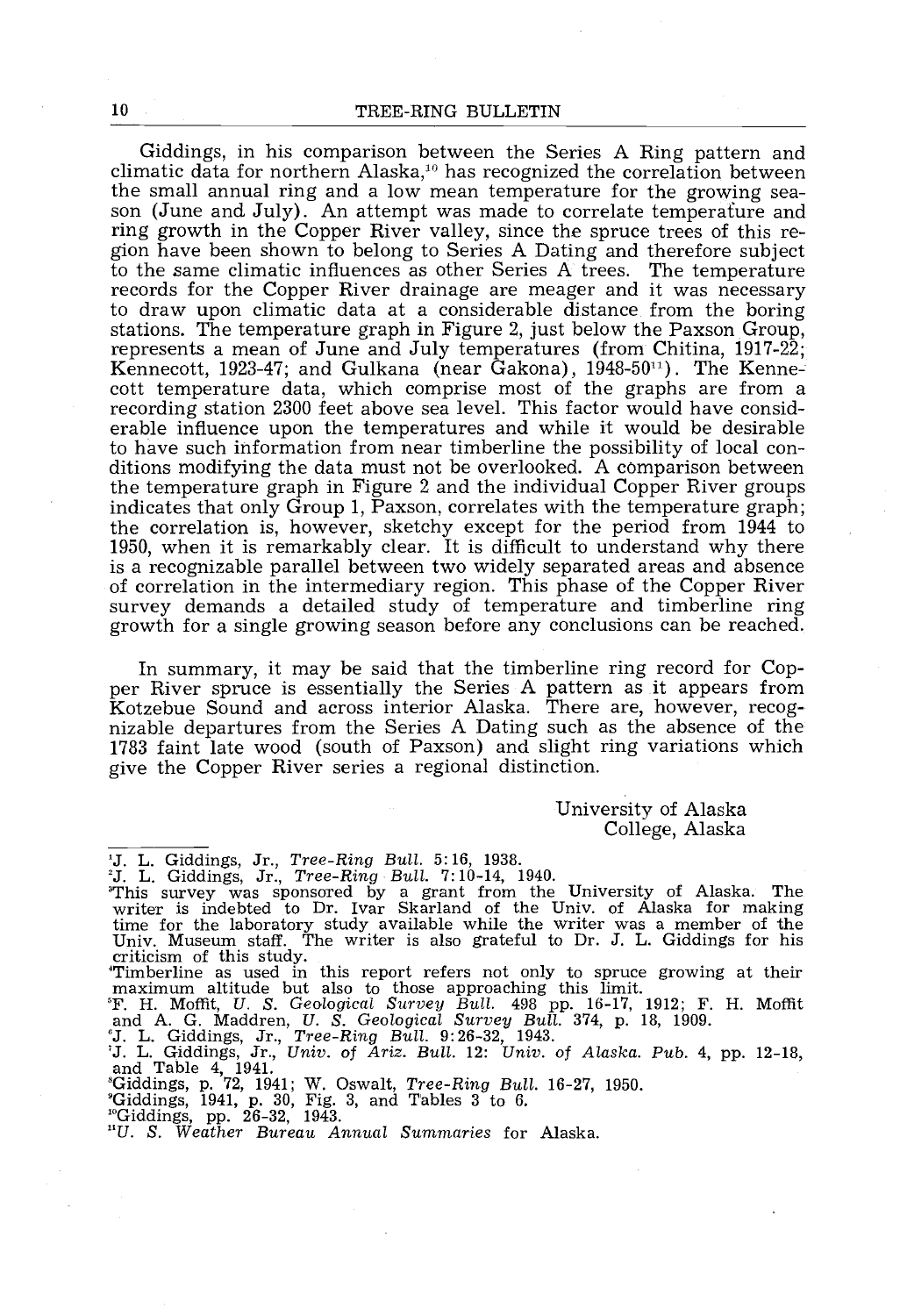Giddings, in his comparison between the Series A Ring pattern and climatic data for northern Alaska,[10] has recognized the correlation between the small annual ring and a low mean temperature for the growing season (June and July). An attempt was made to correlate temperature and ring growth in the Copper River valley, since the spruce trees of this region have been shown to belong to Series A Dating and therefore subject to the same climatic influences as other Series A trees. The temperature records for the Copper River drainage are meager and it was necessary to draw upon climatic data at a considerable distance from the boring stations. The temperature graph in Figure 2, just below the Paxson Group, represents a mean of June and July temperatures (from Chitina, 1917-22; Kennecott, 1923-47; and Gulkana (near Gakona), 1948-50[11]). The Kennecott temperature data, which comprise most of the graphs are from a recording station 2300 feet above sea level. This factor would have considerable influence upon the temperatures and while it would be desirable to have such information from near timberline the possibility of local conditions modifying the data must not be overlooked. A comparison between the temperature graph in Figure 2 and the individual Copper River groups indicates that only Group 1, Paxson, correlates with the temperature graph; the correlation is, however, sketchy except for the period from 1944 to 1950, when it is remarkably clear. It is difficult to understand why there is a recognizable parallel between two widely separated areas and absence of correlation in the intermediary region. This phase of the Copper River survey demands a detailed study of temperature and timberline ring growth for a single growing season before any conclusions can be reached.

In summary, it may be said that the timberline ring record for Copper River spruce is essentially the Series A pattern as it appears from Kotzebue Sound and across interior Alaska. There are, however, recognizable departures from the Series A Dating such as the absence of the 1783 faint late wood (south of Paxson) and slight ring variations which give the Copper River series a regional distinction.

University of Alaska
College, Alaska

---

[1] J. L. Giddings, Jr., *Tree-Ring Bull.* 5:16, 1938.

[2] J. L. Giddings, Jr., *Tree-Ring Bull.* 7:10-14, 1940.

[3] This survey was sponsored by a grant from the University of Alaska. The writer is indebted to Dr. Ivar Skarland of the Univ. of Alaska for making time for the laboratory study available while the writer was a member of the Univ. Museum staff. The writer is also grateful to Dr. J. L. Giddings for his criticism of this study.

[4] Timberline as used in this report refers not only to spruce growing at their maximum altitude but also to those approaching this limit.

[5] F. H. Moffit, *U. S. Geological Survey Bull.* 498 pp. 16-17, 1912; F. H. Moffit and A. G. Maddren, *U. S. Geological Survey Bull.* 374, p. 18, 1909.

[6] J. L. Giddings, Jr., *Tree-Ring Bull.* 9:26-32, 1943.

[7] J. L. Giddings, Jr., *Univ. of Ariz. Bull.* 12: *Univ. of Alaska. Pub.* 4, pp. 12-18, and Table 4, 1941.

[8] Giddings, p. 72, 1941; W. Oswalt, *Tree-Ring Bull.* 16-27, 1950.

[9] Giddings, 1941, p. 30, Fig. 3, and Tables 3 to 6.

[10] Giddings, pp. 26-32, 1943.

[11] *U. S. Weather Bureau Annual Summaries* for Alaska.